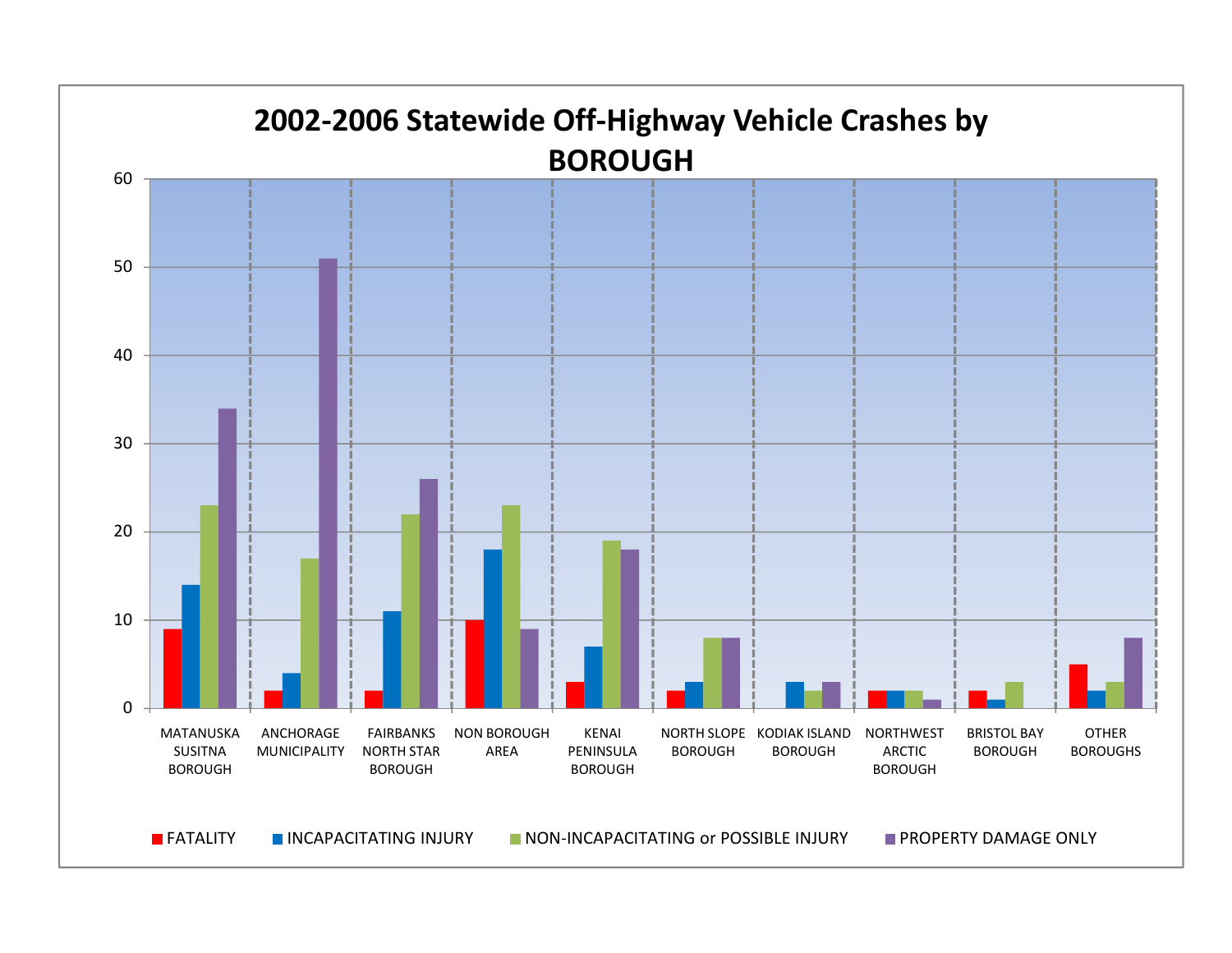# 2002-2006 Statewide Off-Highway Vehicle Crashes by BOROUGH

| Borough | FATALITY | INCAPACITATING INJURY | NON-INCAPACITATING or POSSIBLE INJURY | PROPERTY DAMAGE ONLY |
|---|---|---|---|---|
| MATANUSKA SUSITNA BOROUGH | 9 | 14 | 23 | 34 |
| ANCHORAGE MUNICIPALITY | 2 | 4 | 17 | 51 |
| FAIRBANKS NORTH STAR BOROUGH | 2 | 11 | 22 | 26 |
| NON BOROUGH AREA | 10 | 18 | 23 | 9 |
| KENAI PENINSULA BOROUGH | 3 | 7 | 19 | 18 |
| NORTH SLOPE BOROUGH | 2 | 3 | 8 | 8 |
| KODIAK ISLAND BOROUGH | | 3 | 2 | 3 |
| NORTHWEST ARCTIC BOROUGH | 2 | 2 | 2 | 1 |
| BRISTOL BAY BOROUGH | 2 | 1 | 3 | |
| OTHER BOROUGHS | 5 | 2 | 3 | 8 |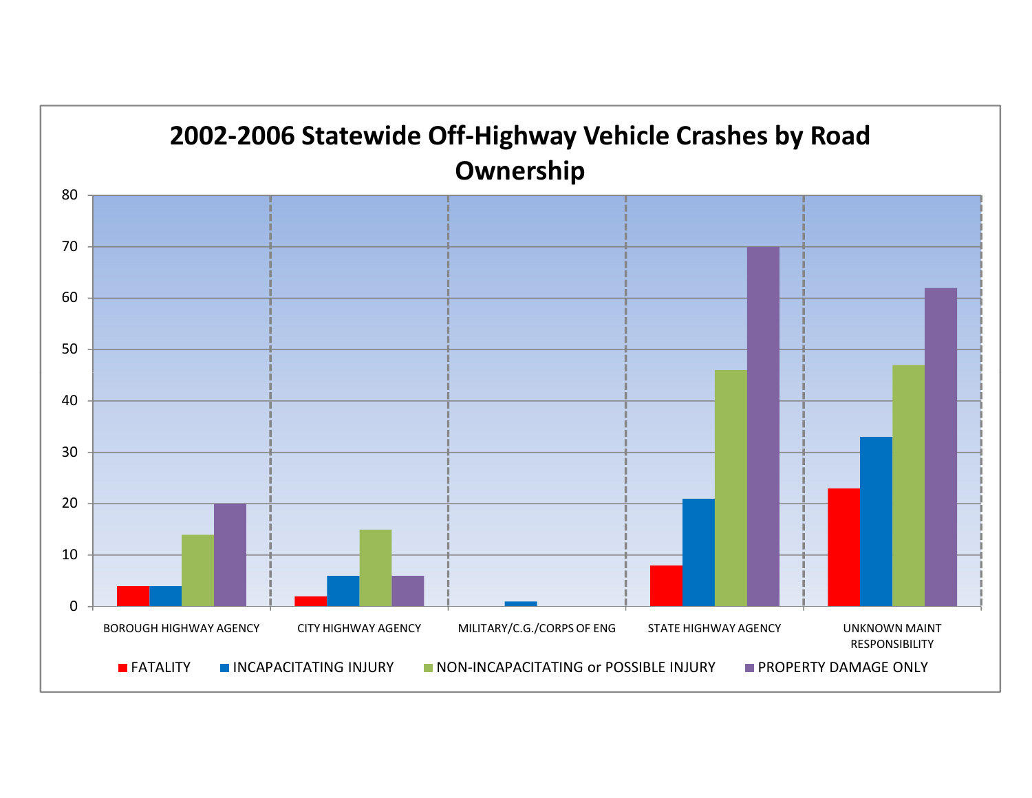# 2002-2006 Statewide Off-Highway Vehicle Crashes by Road Ownership

Y-axis: 0, 10, 20, 30, 40, 50, 60, 70, 80

Categories:
- BOROUGH HIGHWAY AGENCY
- CITY HIGHWAY AGENCY
- MILITARY/C.G./CORPS OF ENG
- STATE HIGHWAY AGENCY
- UNKNOWN MAINT RESPONSIBILITY

Legend:
- FATALITY
- INCAPACITATING INJURY
- NON-INCAPACITATING or POSSIBLE INJURY
- PROPERTY DAMAGE ONLY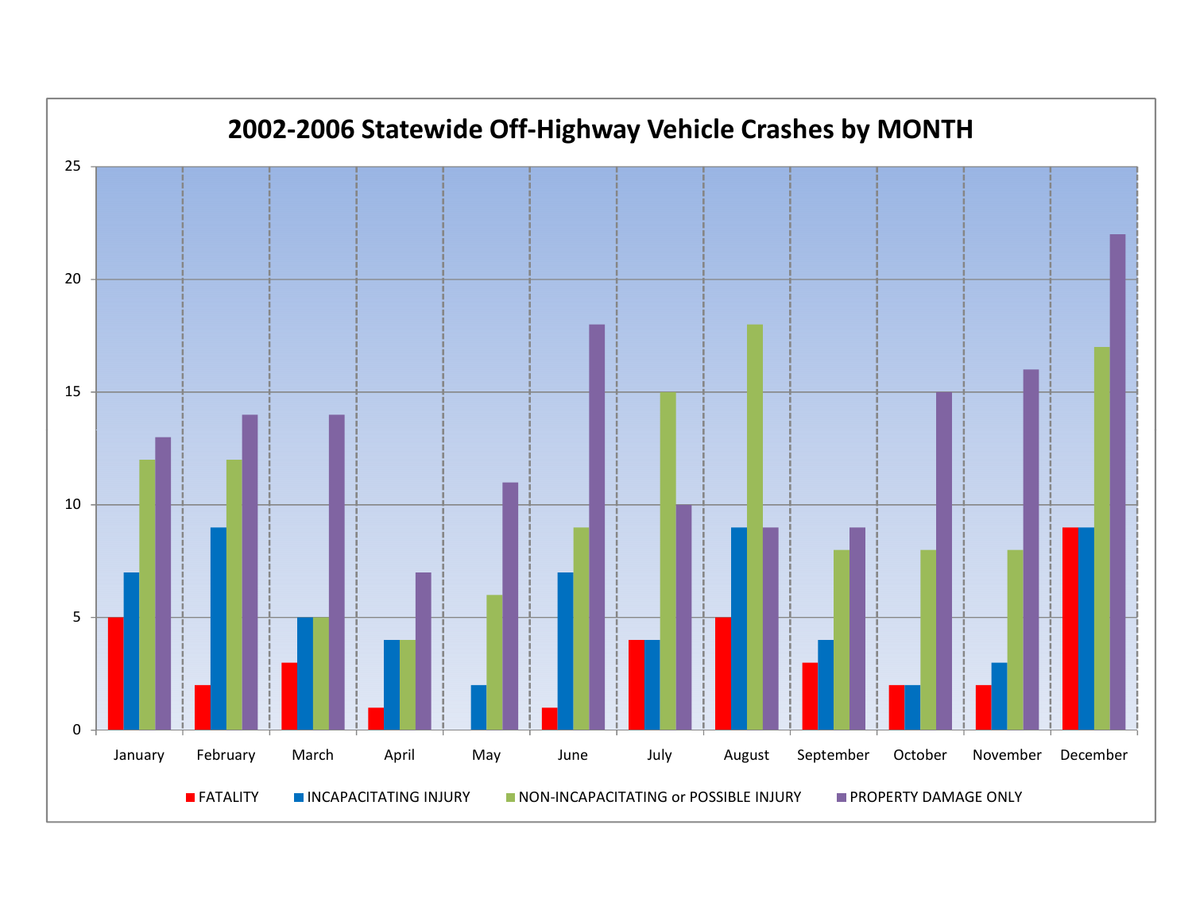# 2002-2006 Statewide Off-Highway Vehicle Crashes by MONTH

| Month | FATALITY | INCAPACITATING INJURY | NON-INCAPACITATING or POSSIBLE INJURY | PROPERTY DAMAGE ONLY |
|---|---|---|---|---|
| January | 5 | 7 | 12 | 13 |
| February | 2 | 9 | 12 | 14 |
| March | 3 | 5 | 5 | 14 |
| April | 1 | 4 | 4 | 7 |
| May | 0 | 2 | 6 | 11 |
| June | 1 | 7 | 9 | 18 |
| July | 4 | 4 | 15 | 10 |
| August | 5 | 9 | 18 | 9 |
| September | 3 | 4 | 8 | 9 |
| October | 2 | 2 | 8 | 15 |
| November | 2 | 3 | 8 | 16 |
| December | 9 | 9 | 17 | 22 |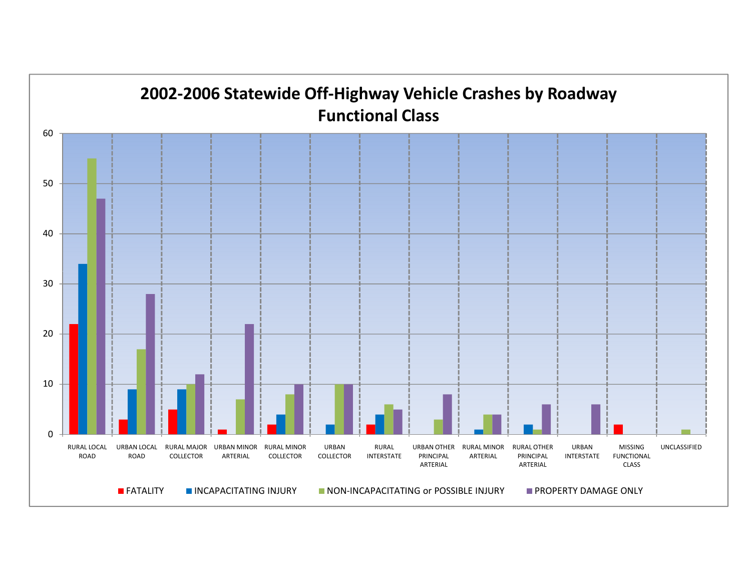## 2002-2006 Statewide Off-Highway Vehicle Crashes by Roadway Functional Class

| Functional Class | FATALITY | INCAPACITATING INJURY | NON-INCAPACITATING or POSSIBLE INJURY | PROPERTY DAMAGE ONLY |
|---|---|---|---|---|
| RURAL LOCAL ROAD | 22 | 34 | 55 | 47 |
| URBAN LOCAL ROAD | 3 | 9 | 17 | 28 |
| RURAL MAJOR COLLECTOR | 5 | 9 | 10 | 12 |
| URBAN MINOR ARTERIAL | 1 | | 7 | 22 |
| RURAL MINOR COLLECTOR | 2 | 4 | 8 | 10 |
| URBAN COLLECTOR | | 2 | 10 | 10 |
| RURAL INTERSTATE | 2 | 4 | 6 | 5 |
| URBAN OTHER PRINCIPAL ARTERIAL | | | 3 | 8 |
| RURAL MINOR ARTERIAL | | 1 | 4 | 4 |
| RURAL OTHER PRINCIPAL ARTERIAL | | 2 | 1 | 6 |
| URBAN INTERSTATE | | | | 6 |
| MISSING FUNCTIONAL CLASS | 2 | | | |
| UNCLASSIFIED | | | 1 | |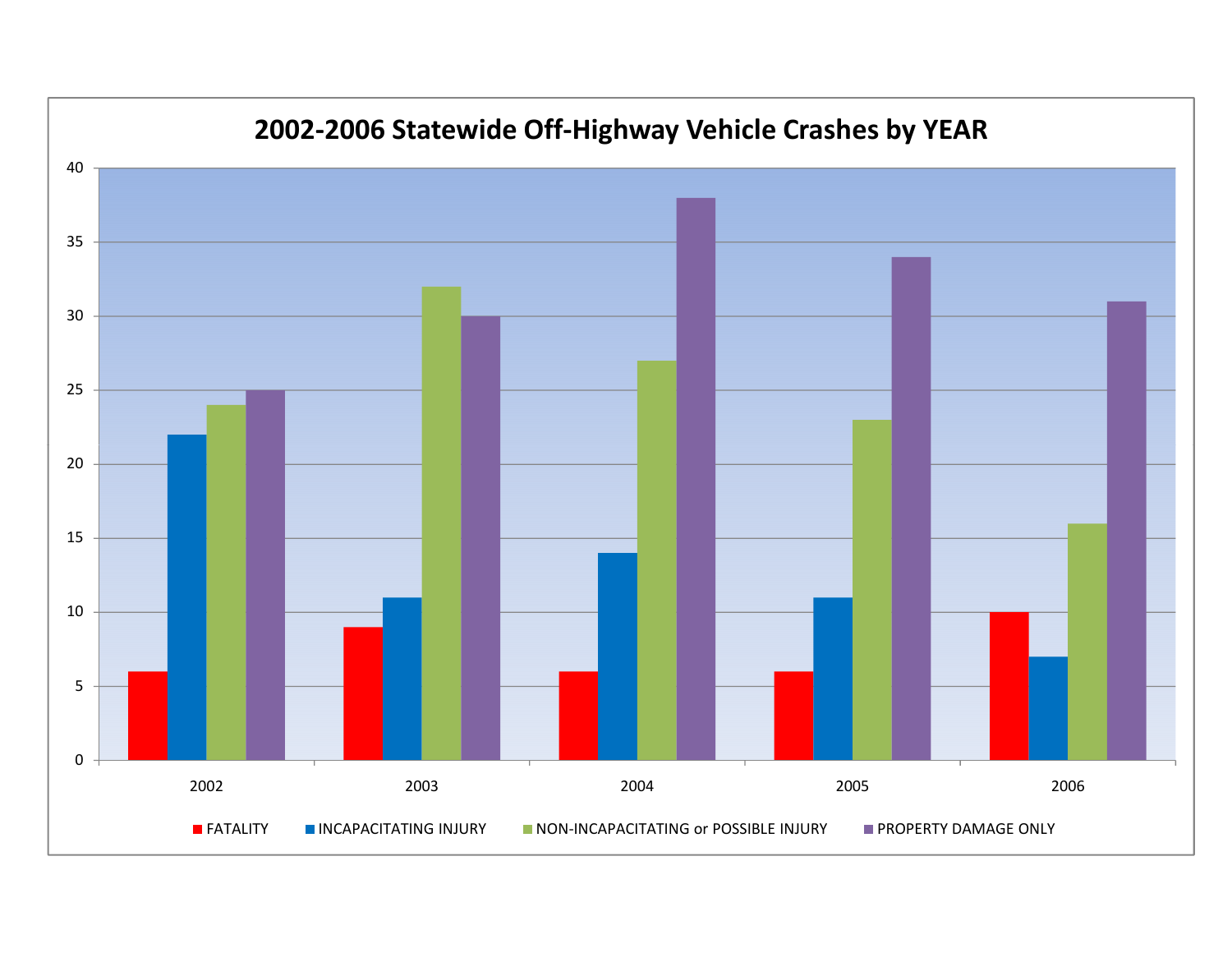# 2002-2006 Statewide Off-Highway Vehicle Crashes by YEAR

40
35
30
25
20
15
10
5
0

2002
2003
2004
2005
2006

FATALITY
INCAPACITATING INJURY
NON-INCAPACITATING or POSSIBLE INJURY
PROPERTY DAMAGE ONLY